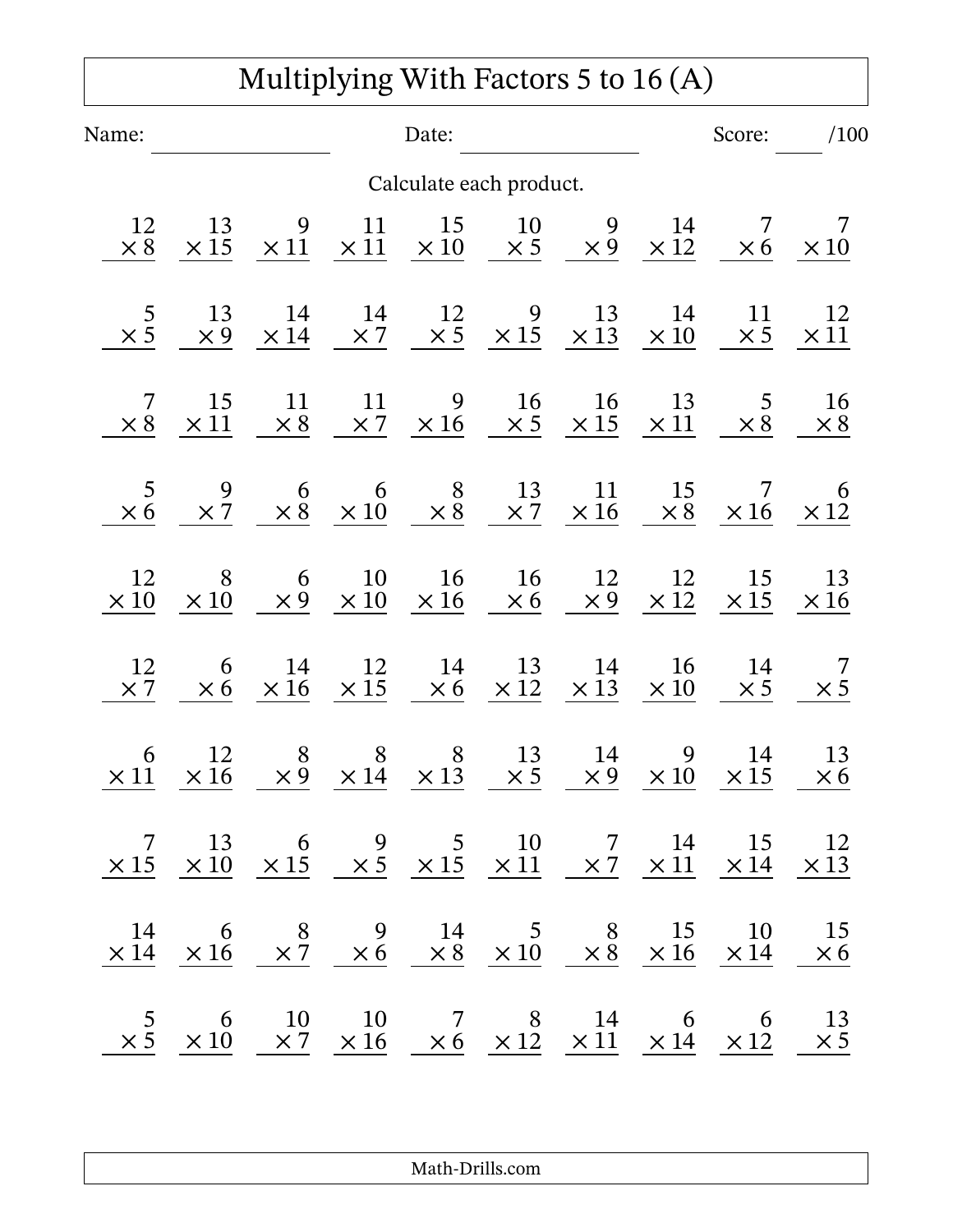# Multiplying With Factors 5 to 16 (A)

Name: ________________ Date: ________________ Score: ____ /100

Calculate each product.

| | | | | | | | | | |
|---|---|---|---|---|---|---|---|---|---|
| $12 \times 8$ | $13 \times 15$ | $9 \times 11$ | $11 \times 11$ | $15 \times 10$ | $10 \times 5$ | $9 \times 9$ | $14 \times 12$ | $7 \times 6$ | $7 \times 10$ |
| $5 \times 5$ | $13 \times 9$ | $14 \times 14$ | $14 \times 7$ | $12 \times 5$ | $9 \times 15$ | $13 \times 13$ | $14 \times 10$ | $11 \times 5$ | $12 \times 11$ |
| $7 \times 8$ | $15 \times 11$ | $11 \times 8$ | $11 \times 7$ | $9 \times 16$ | $16 \times 5$ | $16 \times 15$ | $13 \times 11$ | $5 \times 8$ | $16 \times 8$ |
| $5 \times 6$ | $9 \times 7$ | $6 \times 8$ | $6 \times 10$ | $8 \times 8$ | $13 \times 7$ | $11 \times 16$ | $15 \times 8$ | $7 \times 16$ | $6 \times 12$ |
| $12 \times 10$ | $8 \times 10$ | $6 \times 9$ | $10 \times 10$ | $16 \times 16$ | $16 \times 6$ | $12 \times 9$ | $12 \times 12$ | $15 \times 15$ | $13 \times 16$ |
| $12 \times 7$ | $6 \times 6$ | $14 \times 16$ | $12 \times 15$ | $14 \times 6$ | $13 \times 12$ | $14 \times 13$ | $16 \times 10$ | $14 \times 5$ | $7 \times 5$ |
| $6 \times 11$ | $12 \times 16$ | $8 \times 9$ | $8 \times 14$ | $8 \times 13$ | $13 \times 5$ | $14 \times 9$ | $9 \times 10$ | $14 \times 15$ | $13 \times 6$ |
| $7 \times 15$ | $13 \times 10$ | $6 \times 15$ | $9 \times 5$ | $5 \times 15$ | $10 \times 11$ | $7 \times 7$ | $14 \times 11$ | $15 \times 14$ | $12 \times 13$ |
| $14 \times 14$ | $6 \times 16$ | $8 \times 7$ | $9 \times 6$ | $14 \times 8$ | $5 \times 10$ | $8 \times 8$ | $15 \times 16$ | $10 \times 14$ | $15 \times 6$ |
| $5 \times 5$ | $6 \times 10$ | $10 \times 7$ | $10 \times 16$ | $7 \times 6$ | $8 \times 12$ | $14 \times 11$ | $6 \times 14$ | $6 \times 12$ | $13 \times 5$ |

Math-Drills.com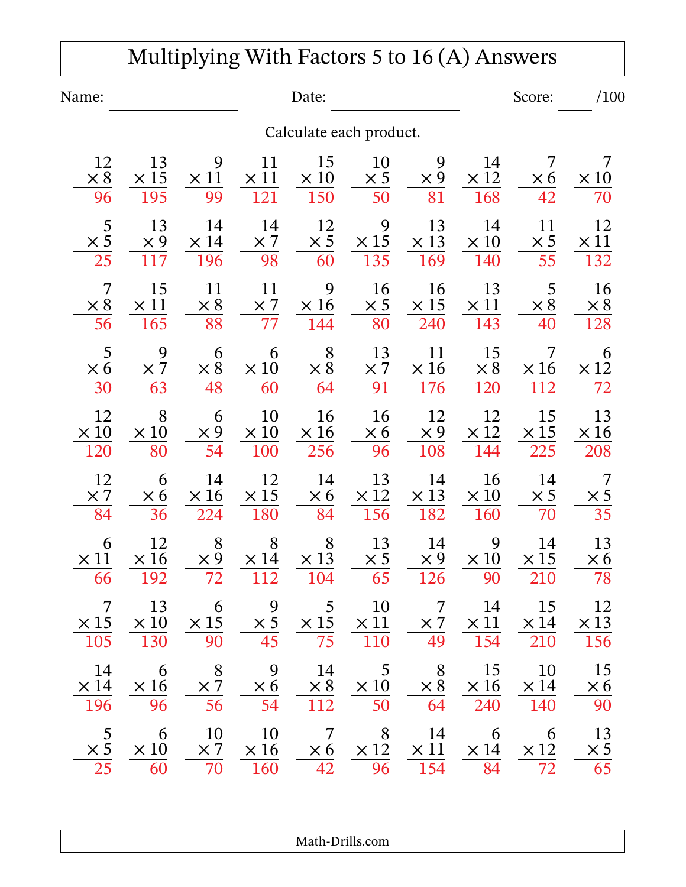# Multiplying With Factors 5 to 16 (A) Answers

Name: _______________ Date: _______________ Score: ____ /100

Calculate each product.

| | | | | | | | | | |
|---|---|---|---|---|---|---|---|---|---|
| $12 \times 8 = 96$ | $13 \times 15 = 195$ | $9 \times 11 = 99$ | $11 \times 11 = 121$ | $15 \times 10 = 150$ | $10 \times 5 = 50$ | $9 \times 9 = 81$ | $14 \times 12 = 168$ | $7 \times 6 = 42$ | $7 \times 10 = 70$ |
| $5 \times 5 = 25$ | $13 \times 9 = 117$ | $14 \times 14 = 196$ | $14 \times 7 = 98$ | $12 \times 5 = 60$ | $9 \times 15 = 135$ | $13 \times 13 = 169$ | $14 \times 10 = 140$ | $11 \times 5 = 55$ | $12 \times 11 = 132$ |
| $7 \times 8 = 56$ | $15 \times 11 = 165$ | $11 \times 8 = 88$ | $11 \times 7 = 77$ | $9 \times 16 = 144$ | $16 \times 5 = 80$ | $16 \times 15 = 240$ | $13 \times 11 = 143$ | $5 \times 8 = 40$ | $16 \times 8 = 128$ |
| $5 \times 6 = 30$ | $9 \times 7 = 63$ | $6 \times 8 = 48$ | $6 \times 10 = 60$ | $8 \times 8 = 64$ | $13 \times 7 = 91$ | $11 \times 16 = 176$ | $15 \times 8 = 120$ | $7 \times 16 = 112$ | $6 \times 12 = 72$ |
| $12 \times 10 = 120$ | $8 \times 10 = 80$ | $6 \times 9 = 54$ | $10 \times 10 = 100$ | $16 \times 16 = 256$ | $16 \times 6 = 96$ | $12 \times 9 = 108$ | $12 \times 12 = 144$ | $15 \times 15 = 225$ | $13 \times 16 = 208$ |
| $12 \times 7 = 84$ | $6 \times 6 = 36$ | $14 \times 16 = 224$ | $12 \times 15 = 180$ | $14 \times 6 = 84$ | $13 \times 12 = 156$ | $14 \times 13 = 182$ | $16 \times 10 = 160$ | $14 \times 5 = 70$ | $7 \times 5 = 35$ |
| $6 \times 11 = 66$ | $12 \times 16 = 192$ | $8 \times 9 = 72$ | $8 \times 14 = 112$ | $8 \times 13 = 104$ | $13 \times 5 = 65$ | $14 \times 9 = 126$ | $9 \times 10 = 90$ | $14 \times 15 = 210$ | $13 \times 6 = 78$ |
| $7 \times 15 = 105$ | $13 \times 10 = 130$ | $6 \times 15 = 90$ | $9 \times 5 = 45$ | $5 \times 15 = 75$ | $10 \times 11 = 110$ | $7 \times 7 = 49$ | $14 \times 11 = 154$ | $15 \times 14 = 210$ | $12 \times 13 = 156$ |
| $14 \times 14 = 196$ | $6 \times 16 = 96$ | $8 \times 7 = 56$ | $9 \times 6 = 54$ | $14 \times 8 = 112$ | $5 \times 10 = 50$ | $8 \times 8 = 64$ | $15 \times 16 = 240$ | $10 \times 14 = 140$ | $15 \times 6 = 90$ |
| $5 \times 5 = 25$ | $6 \times 10 = 60$ | $10 \times 7 = 70$ | $10 \times 16 = 160$ | $7 \times 6 = 42$ | $8 \times 12 = 96$ | $14 \times 11 = 154$ | $6 \times 14 = 84$ | $6 \times 12 = 72$ | $13 \times 5 = 65$ |

Math-Drills.com